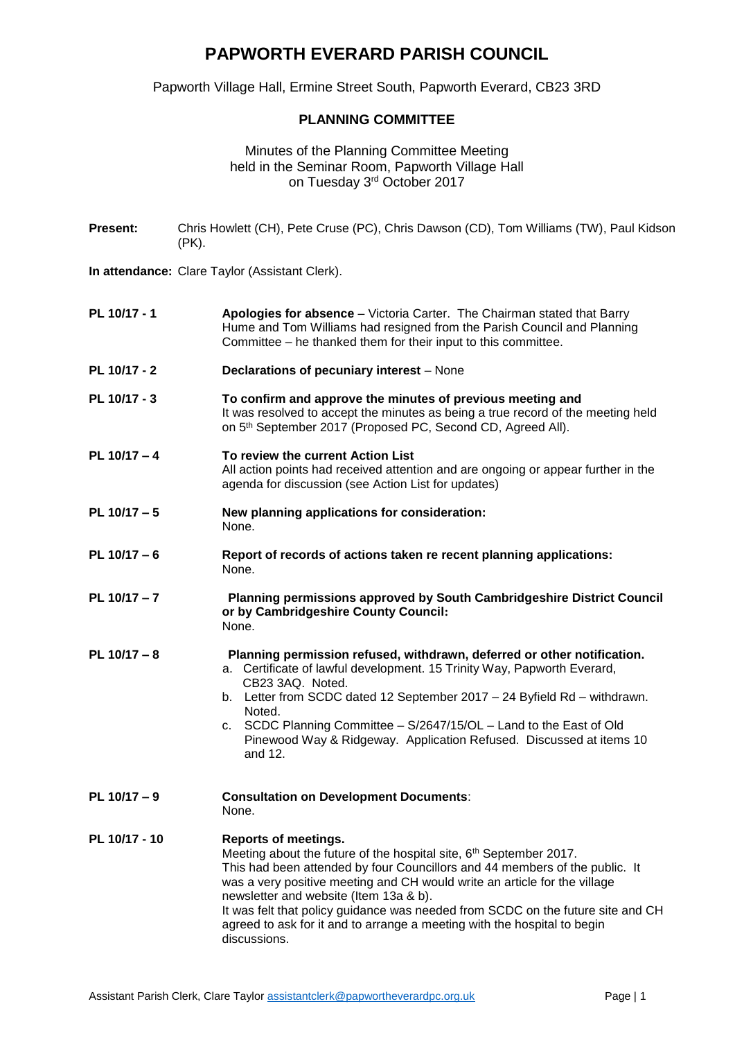# PAPWORTH EVERARD PARISH COUNCIL

Papworth Village Hall, Ermine Street South, Papworth Everard, CB23 3RD

## PLANNING COMMITTEE

Minutes of the Planning Committee Meeting
held in the Seminar Room, Papworth Village Hall
on Tuesday 3rd October 2017

**Present:** Chris Howlett (CH), Pete Cruse (PC), Chris Dawson (CD), Tom Williams (TW), Paul Kidson (PK).

**In attendance:** Clare Taylor (Assistant Clerk).

**PL 10/17 - 1** **Apologies for absence** – Victoria Carter. The Chairman stated that Barry Hume and Tom Williams had resigned from the Parish Council and Planning Committee – he thanked them for their input to this committee.

**PL 10/17 - 2** **Declarations of pecuniary interest** – None

**PL 10/17 - 3** **To confirm and approve the minutes of previous meeting and**
It was resolved to accept the minutes as being a true record of the meeting held on 5th September 2017 (Proposed PC, Second CD, Agreed All).

**PL 10/17 – 4** **To review the current Action List**
All action points had received attention and are ongoing or appear further in the agenda for discussion (see Action List for updates)

**PL 10/17 – 5** **New planning applications for consideration:**
None.

**PL 10/17 – 6** **Report of records of actions taken re recent planning applications:**
None.

**PL 10/17 – 7** **Planning permissions approved by South Cambridgeshire District Council or by Cambridgeshire County Council:**
None.

**PL 10/17 – 8** **Planning permission refused, withdrawn, deferred or other notification.**

a. Certificate of lawful development. 15 Trinity Way, Papworth Everard, CB23 3AQ. Noted.
b. Letter from SCDC dated 12 September 2017 – 24 Byfield Rd – withdrawn. Noted.
c. SCDC Planning Committee – S/2647/15/OL – Land to the East of Old Pinewood Way & Ridgeway. Application Refused. Discussed at items 10 and 12.

**PL 10/17 – 9** **Consultation on Development Documents**:
None.

**PL 10/17 - 10** **Reports of meetings.**
Meeting about the future of the hospital site, 6th September 2017.
This had been attended by four Councillors and 44 members of the public. It was a very positive meeting and CH would write an article for the village newsletter and website (Item 13a & b).
It was felt that policy guidance was needed from SCDC on the future site and CH agreed to ask for it and to arrange a meeting with the hospital to begin discussions.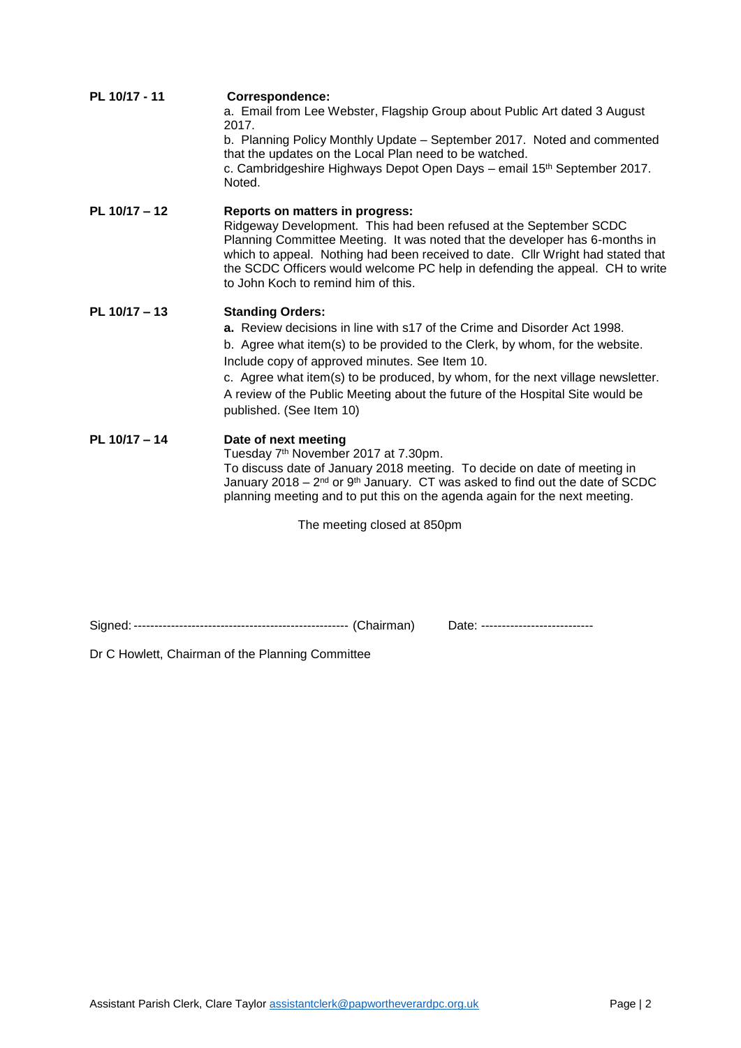**PL 10/17 - 11** **Correspondence:**

a. Email from Lee Webster, Flagship Group about Public Art dated 3 August 2017.

b. Planning Policy Monthly Update – September 2017. Noted and commented that the updates on the Local Plan need to be watched.

c. Cambridgeshire Highways Depot Open Days – email 15th September 2017. Noted.

**PL 10/17 – 12** **Reports on matters in progress:**

Ridgeway Development. This had been refused at the September SCDC Planning Committee Meeting. It was noted that the developer has 6-months in which to appeal. Nothing had been received to date. Cllr Wright had stated that the SCDC Officers would welcome PC help in defending the appeal. CH to write to John Koch to remind him of this.

**PL 10/17 – 13** **Standing Orders:**

**a.** Review decisions in line with s17 of the Crime and Disorder Act 1998.

b. Agree what item(s) to be provided to the Clerk, by whom, for the website. Include copy of approved minutes. See Item 10.

c. Agree what item(s) to be produced, by whom, for the next village newsletter. A review of the Public Meeting about the future of the Hospital Site would be published. (See Item 10)

**PL 10/17 – 14** **Date of next meeting**

Tuesday 7th November 2017 at 7.30pm.

To discuss date of January 2018 meeting. To decide on date of meeting in January 2018 – 2nd or 9th January. CT was asked to find out the date of SCDC planning meeting and to put this on the agenda again for the next meeting.

The meeting closed at 850pm

Signed: ---------------------------------------------------- (Chairman) Date: --------------------------

Dr C Howlett, Chairman of the Planning Committee

Assistant Parish Clerk, Clare Taylor assistantclerk@papwortheverardpc.org.uk